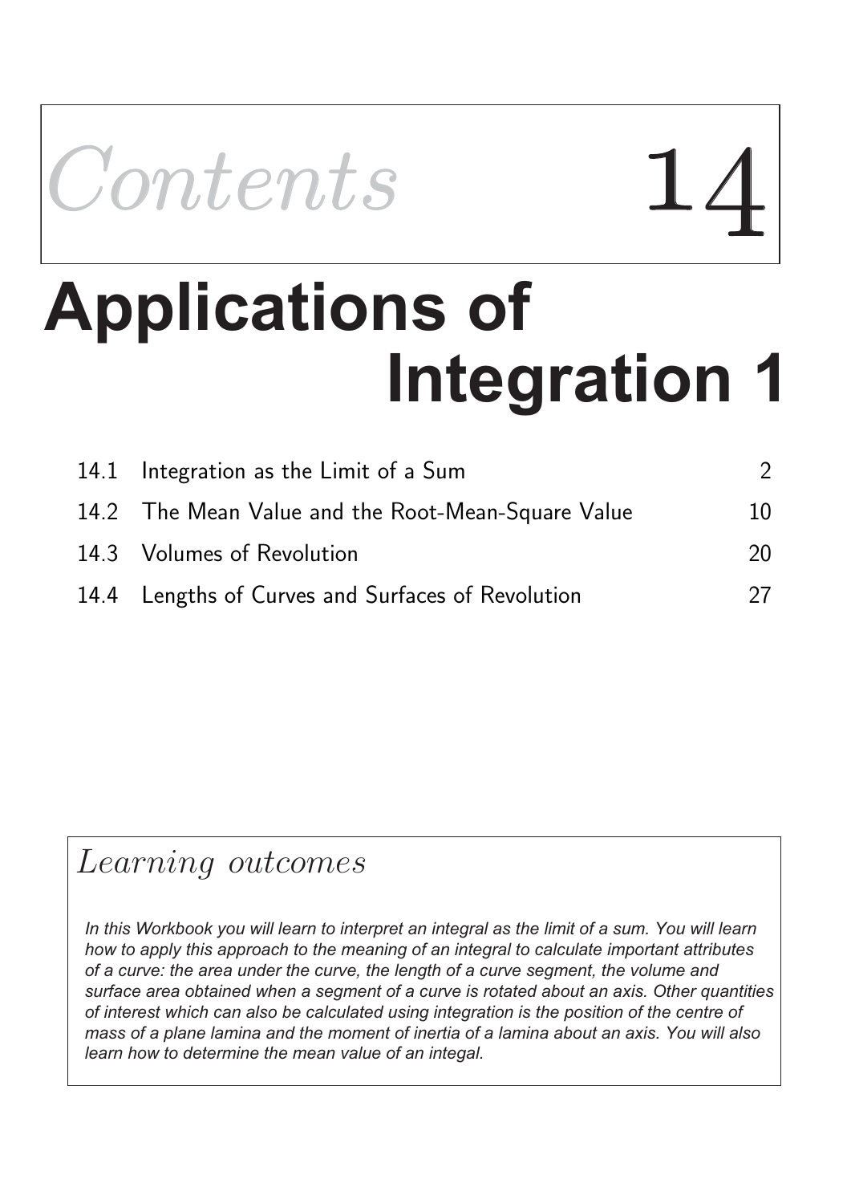# *Contents* 14

# Applications of Integration 1

| | | |
|---|---|---|
| 14.1 | Integration as the Limit of a Sum | 2 |
| 14.2 | The Mean Value and the Root-Mean-Square Value | 10 |
| 14.3 | Volumes of Revolution | 20 |
| 14.4 | Lengths of Curves and Surfaces of Revolution | 27 |

## *Learning outcomes*

*In this Workbook you will learn to interpret an integral as the limit of a sum. You will learn how to apply this approach to the meaning of an integral to calculate important attributes of a curve: the area under the curve, the length of a curve segment, the volume and surface area obtained when a segment of a curve is rotated about an axis. Other quantities of interest which can also be calculated using integration is the position of the centre of mass of a plane lamina and the moment of inertia of a lamina about an axis. You will also learn how to determine the mean value of an integal.*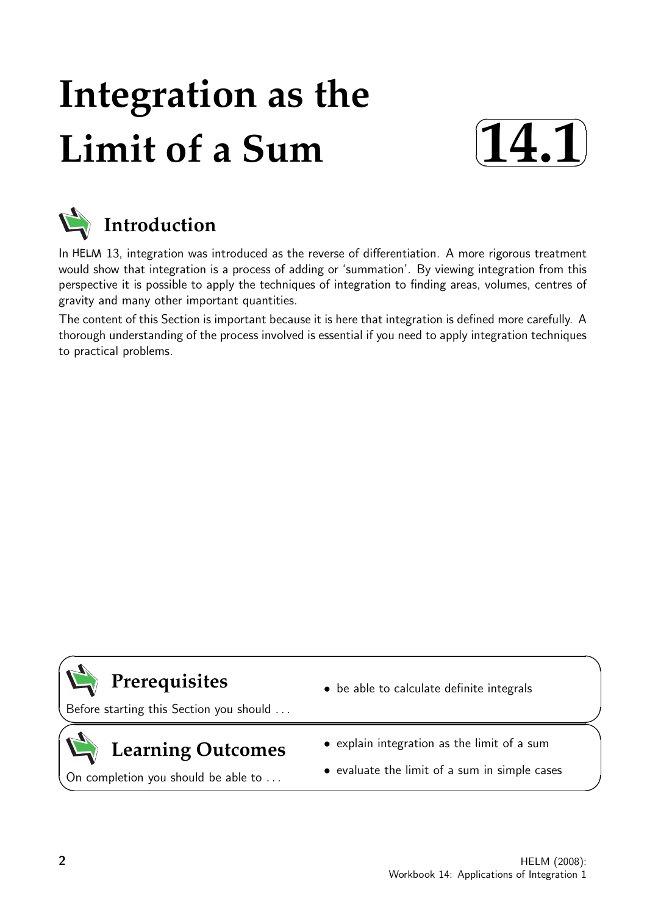# Integration as the Limit of a Sum

# 14.1

## Introduction

In HELM 13, integration was introduced as the reverse of differentiation. A more rigorous treatment would show that integration is a process of adding or 'summation'. By viewing integration from this perspective it is possible to apply the techniques of integration to finding areas, volumes, centres of gravity and many other important quantities.

The content of this Section is important because it is here that integration is defined more carefully. A thorough understanding of the process involved is essential if you need to apply integration techniques to practical problems.

## Prerequisites

Before starting this Section you should ...

- be able to calculate definite integrals

## Learning Outcomes

On completion you should be able to ...

- explain integration as the limit of a sum
- evaluate the limit of a sum in simple cases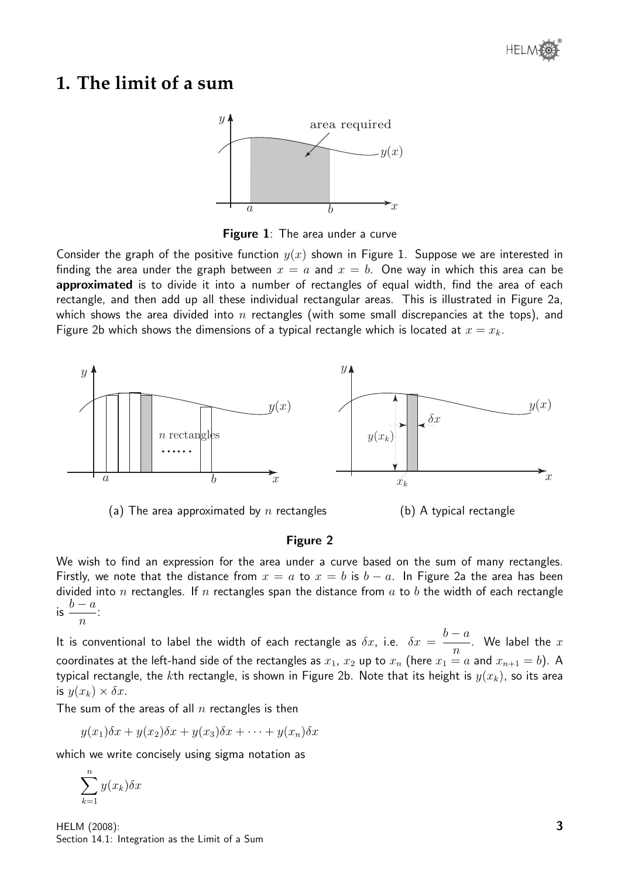# 1. The limit of a sum

**Figure 1**: The area under a curve

Consider the graph of the positive function $y(x)$ shown in Figure 1. Suppose we are interested in finding the area under the graph between $x = a$ and $x = b$. One way in which this area can be **approximated** is to divide it into a number of rectangles of equal width, find the area of each rectangle, and then add up all these individual rectangular areas. This is illustrated in Figure 2a, which shows the area divided into $n$ rectangles (with some small discrepancies at the tops), and Figure 2b which shows the dimensions of a typical rectangle which is located at $x = x_k$.

(a) The area approximated by $n$ rectangles

(b) A typical rectangle

**Figure 2**

We wish to find an expression for the area under a curve based on the sum of many rectangles. Firstly, we note that the distance from $x = a$ to $x = b$ is $b - a$. In Figure 2a the area has been divided into $n$ rectangles. If $n$ rectangles span the distance from $a$ to $b$ the width of each rectangle is $\dfrac{b-a}{n}$:

It is conventional to label the width of each rectangle as $\delta x$, i.e. $\delta x = \dfrac{b-a}{n}$. We label the $x$ coordinates at the left-hand side of the rectangles as $x_1$, $x_2$ up to $x_n$ (here $x_1 = a$ and $x_{n+1} = b$). A typical rectangle, the $k$th rectangle, is shown in Figure 2b. Note that its height is $y(x_k)$, so its area is $y(x_k) \times \delta x$.

The sum of the areas of all $n$ rectangles is then

$$y(x_1)\delta x + y(x_2)\delta x + y(x_3)\delta x + \cdots + y(x_n)\delta x$$

which we write concisely using sigma notation as

$$\sum_{k=1}^{n} y(x_k)\delta x$$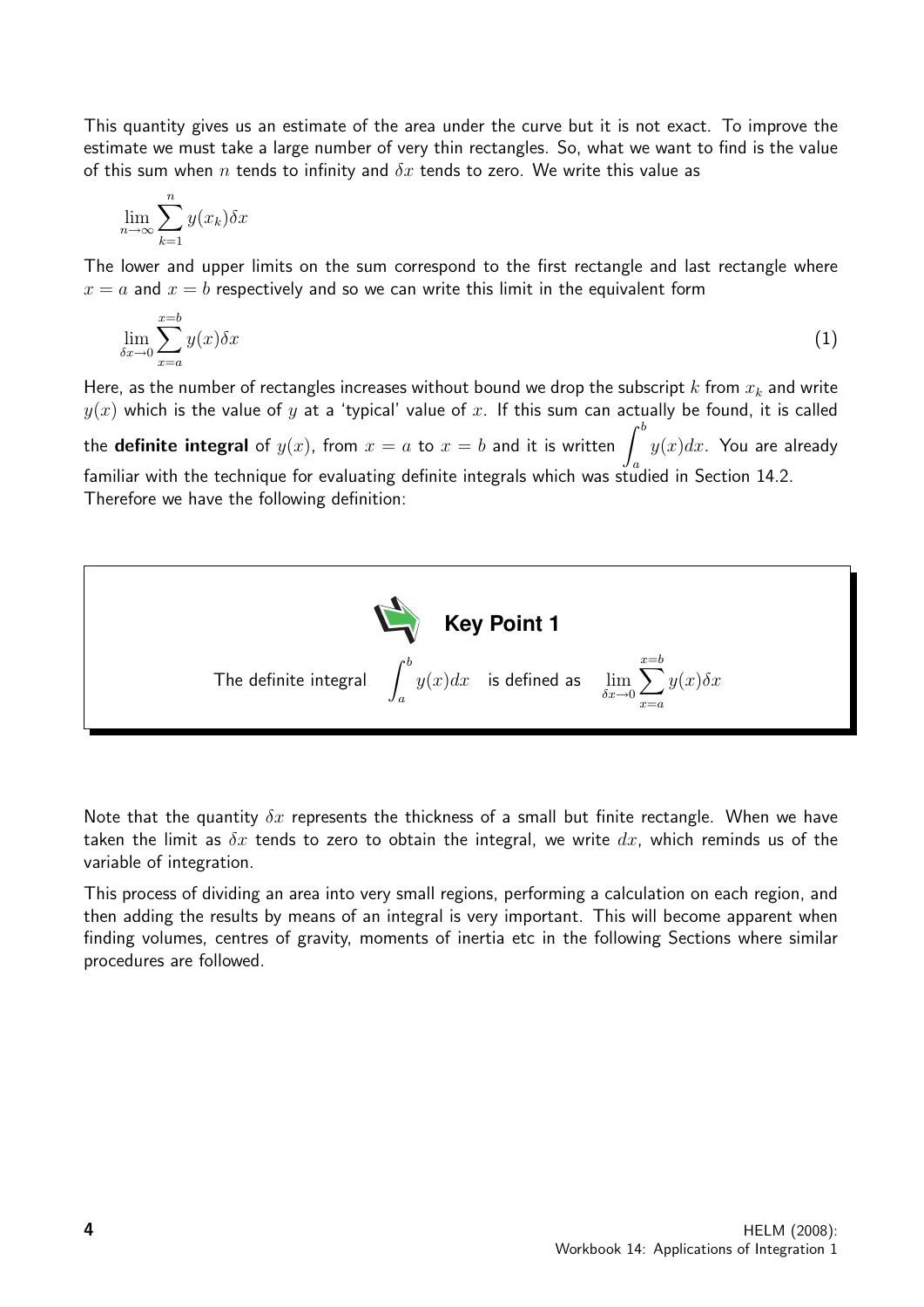This quantity gives us an estimate of the area under the curve but it is not exact. To improve the estimate we must take a large number of very thin rectangles. So, what we want to find is the value of this sum when $n$ tends to infinity and $\delta x$ tends to zero. We write this value as

$$\lim_{n\to\infty} \sum_{k=1}^{n} y(x_k)\delta x$$

The lower and upper limits on the sum correspond to the first rectangle and last rectangle where $x = a$ and $x = b$ respectively and so we can write this limit in the equivalent form

$$\lim_{\delta x\to 0} \sum_{x=a}^{x=b} y(x)\delta x \tag{1}$$

Here, as the number of rectangles increases without bound we drop the subscript $k$ from $x_k$ and write $y(x)$ which is the value of $y$ at a 'typical' value of $x$. If this sum can actually be found, it is called the **definite integral** of $y(x)$, from $x = a$ to $x = b$ and it is written $\int_a^b y(x)dx$. You are already familiar with the technique for evaluating definite integrals which was studied in Section 14.2. Therefore we have the following definition:

**Key Point 1**

The definite integral $\int_a^b y(x)dx$ is defined as $\lim_{\delta x\to 0} \sum_{x=a}^{x=b} y(x)\delta x$

Note that the quantity $\delta x$ represents the thickness of a small but finite rectangle. When we have taken the limit as $\delta x$ tends to zero to obtain the integral, we write $dx$, which reminds us of the variable of integration.

This process of dividing an area into very small regions, performing a calculation on each region, and then adding the results by means of an integral is very important. This will become apparent when finding volumes, centres of gravity, moments of inertia etc in the following Sections where similar procedures are followed.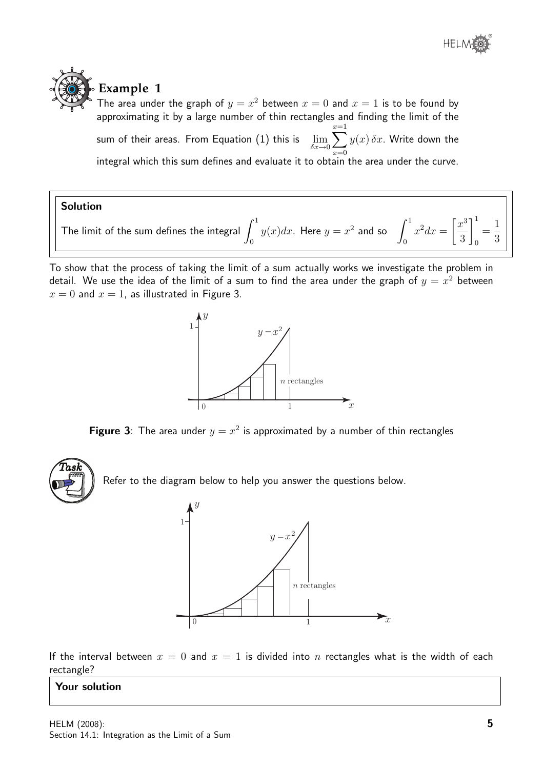## Example 1

The area under the graph of $y = x^2$ between $x = 0$ and $x = 1$ is to be found by approximating it by a large number of thin rectangles and finding the limit of the sum of their areas. From Equation (1) this is $\lim_{\delta x \to 0} \sum_{x=0}^{x=1} y(x)\,\delta x$. Write down the integral which this sum defines and evaluate it to obtain the area under the curve.

**Solution**

The limit of the sum defines the integral $\int_0^1 y(x)dx$. Here $y = x^2$ and so $\int_0^1 x^2 dx = \left[\frac{x^3}{3}\right]_0^1 = \frac{1}{3}$

To show that the process of taking the limit of a sum actually works we investigate the problem in detail. We use the idea of the limit of a sum to find the area under the graph of $y = x^2$ between $x = 0$ and $x = 1$, as illustrated in Figure 3.

**Figure 3**: The area under $y = x^2$ is approximated by a number of thin rectangles

**Task**

Refer to the diagram below to help you answer the questions below.

If the interval between $x = 0$ and $x = 1$ is divided into $n$ rectangles what is the width of each rectangle?

**Your solution**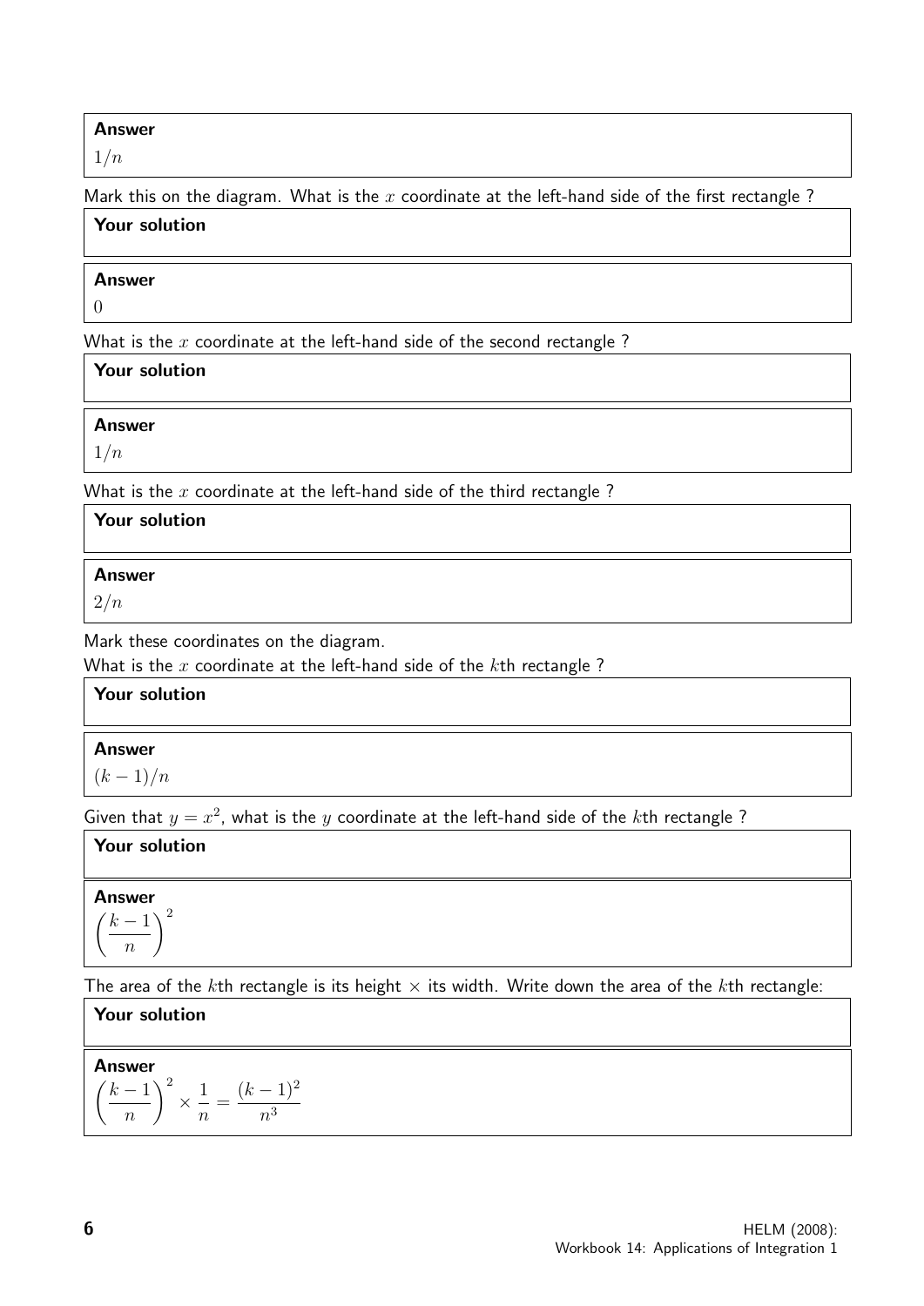**Answer**

$1/n$

Mark this on the diagram. What is the $x$ coordinate at the left-hand side of the first rectangle ?

**Your solution**

**Answer**

$0$

What is the $x$ coordinate at the left-hand side of the second rectangle ?

**Your solution**

**Answer**

$1/n$

What is the $x$ coordinate at the left-hand side of the third rectangle ?

**Your solution**

**Answer**

$2/n$

Mark these coordinates on the diagram.

What is the $x$ coordinate at the left-hand side of the $k$th rectangle ?

**Your solution**

**Answer**

$(k-1)/n$

Given that $y = x^2$, what is the $y$ coordinate at the left-hand side of the $k$th rectangle ?

**Your solution**

**Answer**

$$\left(\frac{k-1}{n}\right)^2$$

The area of the $k$th rectangle is its height $\times$ its width. Write down the area of the $k$th rectangle:

**Your solution**

**Answer**

$$\left(\frac{k-1}{n}\right)^2 \times \frac{1}{n} = \frac{(k-1)^2}{n^3}$$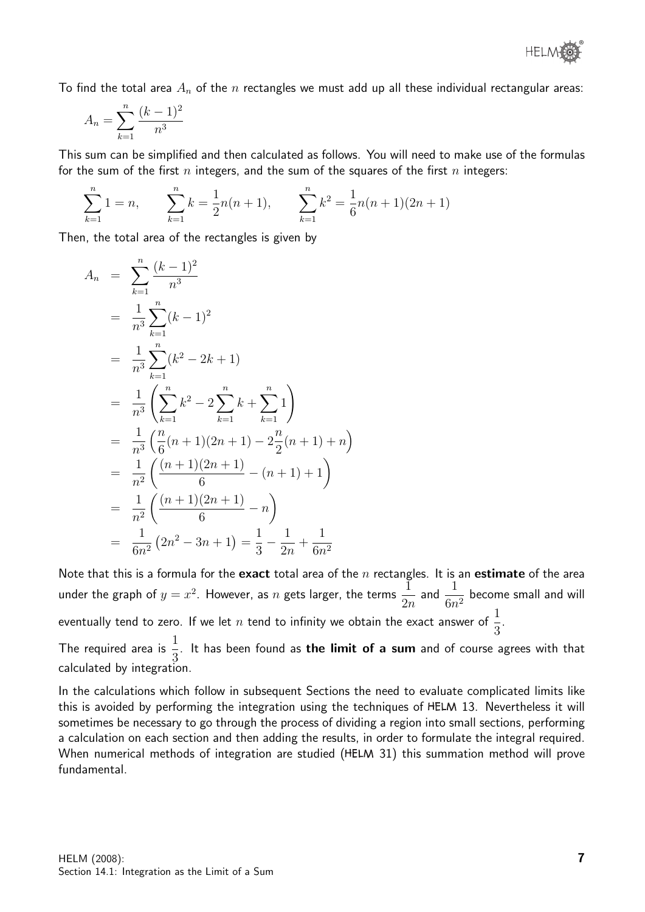To find the total area $A_n$ of the $n$ rectangles we must add up all these individual rectangular areas:

$$A_n = \sum_{k=1}^{n} \frac{(k-1)^2}{n^3}$$

This sum can be simplified and then calculated as follows. You will need to make use of the formulas for the sum of the first $n$ integers, and the sum of the squares of the first $n$ integers:

$$\sum_{k=1}^{n} 1 = n, \qquad \sum_{k=1}^{n} k = \frac{1}{2}n(n+1), \qquad \sum_{k=1}^{n} k^2 = \frac{1}{6}n(n+1)(2n+1)$$

Then, the total area of the rectangles is given by

$$\begin{aligned}
A_n &= \sum_{k=1}^{n} \frac{(k-1)^2}{n^3} \\
&= \frac{1}{n^3} \sum_{k=1}^{n} (k-1)^2 \\
&= \frac{1}{n^3} \sum_{k=1}^{n} (k^2 - 2k + 1) \\
&= \frac{1}{n^3} \left( \sum_{k=1}^{n} k^2 - 2\sum_{k=1}^{n} k + \sum_{k=1}^{n} 1 \right) \\
&= \frac{1}{n^3} \left( \frac{n}{6}(n+1)(2n+1) - 2\frac{n}{2}(n+1) + n \right) \\
&= \frac{1}{n^2} \left( \frac{(n+1)(2n+1)}{6} - (n+1) + 1 \right) \\
&= \frac{1}{n^2} \left( \frac{(n+1)(2n+1)}{6} - n \right) \\
&= \frac{1}{6n^2} \left( 2n^2 - 3n + 1 \right) = \frac{1}{3} - \frac{1}{2n} + \frac{1}{6n^2}
\end{aligned}$$

Note that this is a formula for the **exact** total area of the $n$ rectangles. It is an **estimate** of the area under the graph of $y = x^2$. However, as $n$ gets larger, the terms $\frac{1}{2n}$ and $\frac{1}{6n^2}$ become small and will eventually tend to zero. If we let $n$ tend to infinity we obtain the exact answer of $\frac{1}{3}$.

The required area is $\frac{1}{3}$. It has been found as **the limit of a sum** and of course agrees with that calculated by integration.

In the calculations which follow in subsequent Sections the need to evaluate complicated limits like this is avoided by performing the integration using the techniques of HELM 13. Nevertheless it will sometimes be necessary to go through the process of dividing a region into small sections, performing a calculation on each section and then adding the results, in order to formulate the integral required. When numerical methods of integration are studied (HELM 31) this summation method will prove fundamental.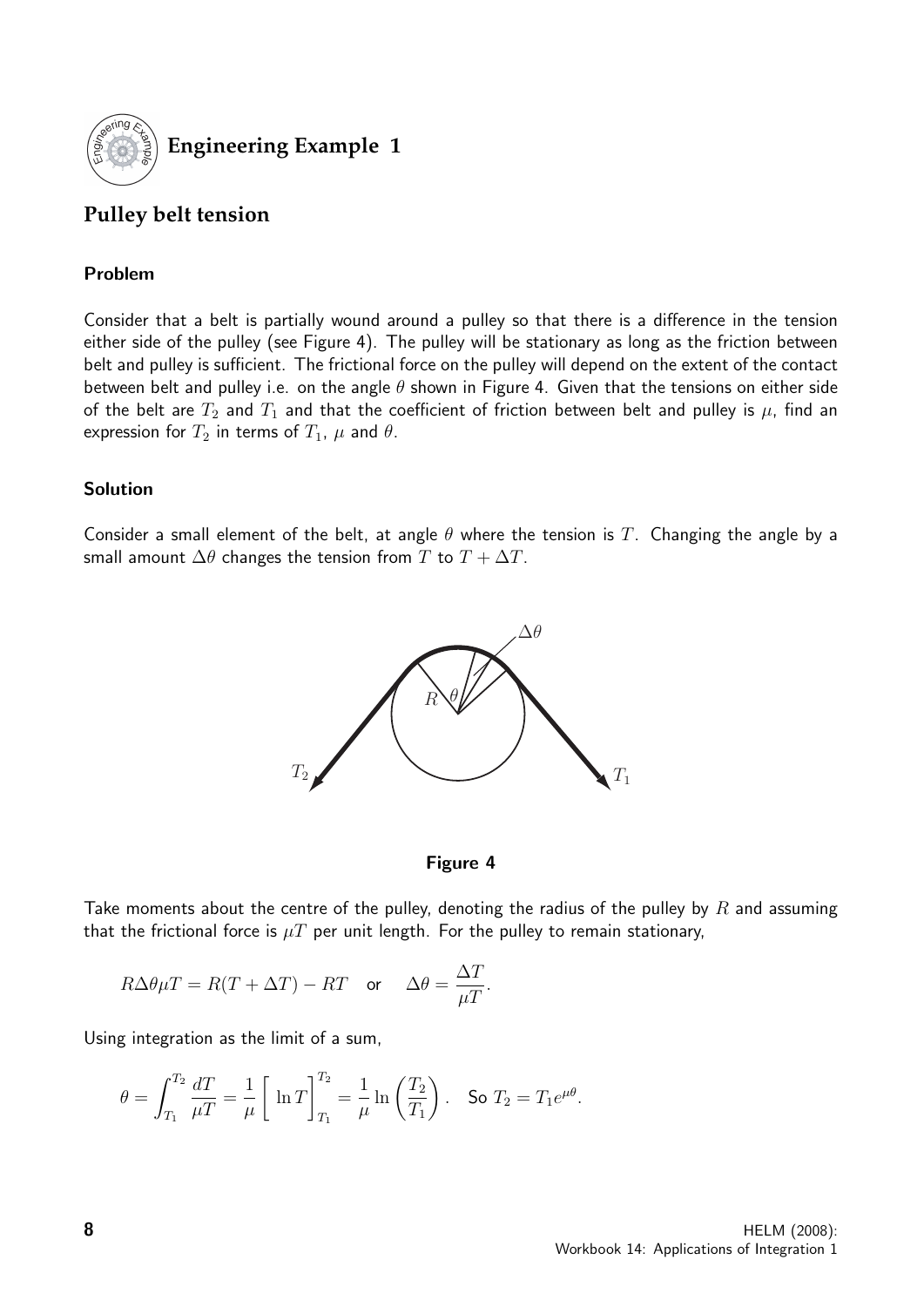## Engineering Example 1

### Pulley belt tension

#### Problem

Consider that a belt is partially wound around a pulley so that there is a difference in the tension either side of the pulley (see Figure 4). The pulley will be stationary as long as the friction between belt and pulley is sufficient. The frictional force on the pulley will depend on the extent of the contact between belt and pulley i.e. on the angle $\theta$ shown in Figure 4. Given that the tensions on either side of the belt are $T_2$ and $T_1$ and that the coefficient of friction between belt and pulley is $\mu$, find an expression for $T_2$ in terms of $T_1$, $\mu$ and $\theta$.

#### Solution

Consider a small element of the belt, at angle $\theta$ where the tension is $T$. Changing the angle by a small amount $\Delta\theta$ changes the tension from $T$ to $T + \Delta T$.

**Figure 4**

Take moments about the centre of the pulley, denoting the radius of the pulley by $R$ and assuming that the frictional force is $\mu T$ per unit length. For the pulley to remain stationary,

$$R\Delta\theta\mu T = R(T + \Delta T) - RT \quad \text{or} \quad \Delta\theta = \frac{\Delta T}{\mu T}.$$

Using integration as the limit of a sum,

$$\theta = \int_{T_1}^{T_2} \frac{dT}{\mu T} = \frac{1}{\mu}\Big[\ln T\Big]_{T_1}^{T_2} = \frac{1}{\mu}\ln\left(\frac{T_2}{T_1}\right). \quad \text{So } T_2 = T_1 e^{\mu\theta}.$$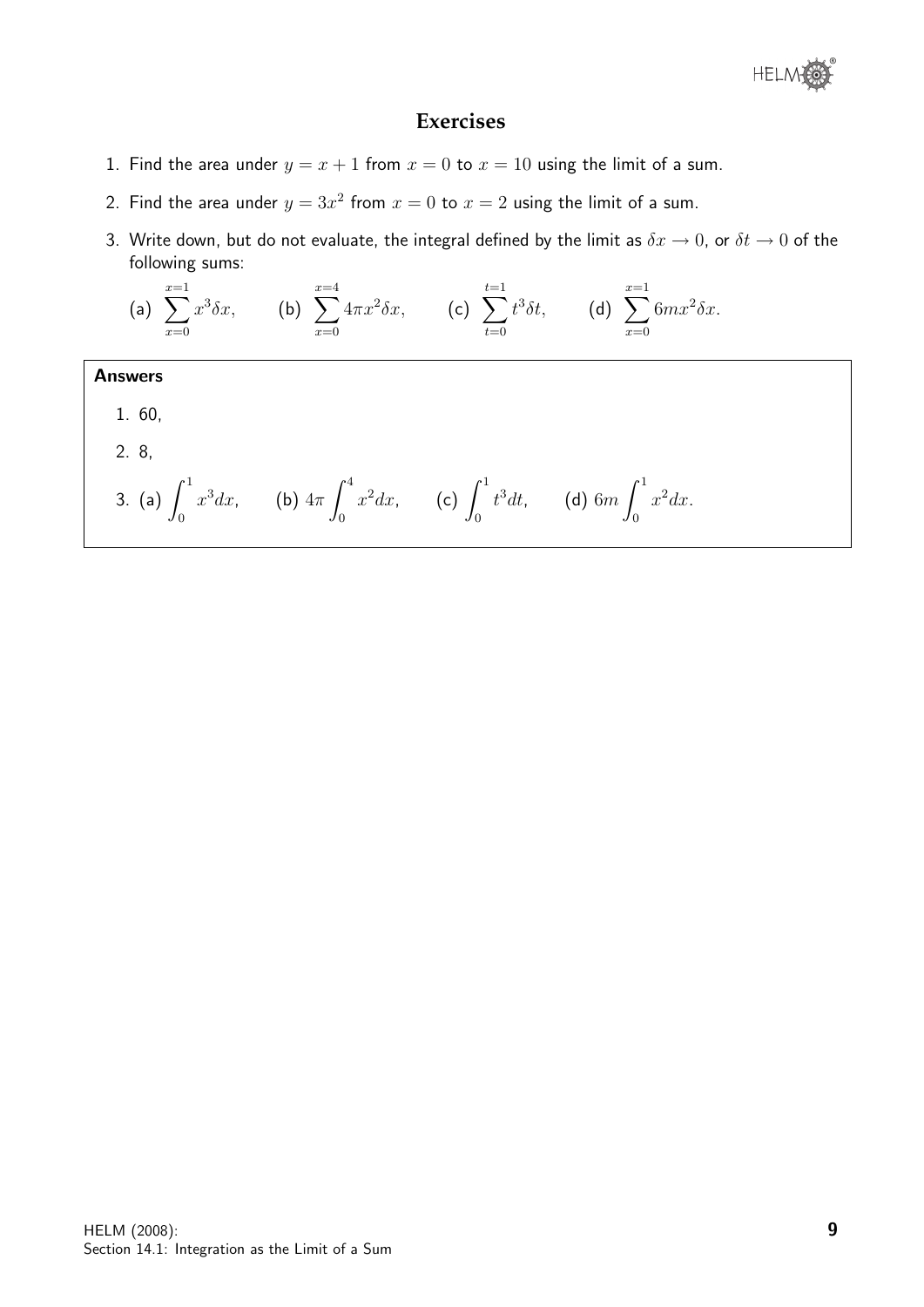## Exercises

1. Find the area under $y = x + 1$ from $x = 0$ to $x = 10$ using the limit of a sum.

2. Find the area under $y = 3x^2$ from $x = 0$ to $x = 2$ using the limit of a sum.

3. Write down, but do not evaluate, the integral defined by the limit as $\delta x \to 0$, or $\delta t \to 0$ of the following sums:

   (a) $\displaystyle\sum_{x=0}^{x=1} x^3 \delta x$, (b) $\displaystyle\sum_{x=0}^{x=4} 4\pi x^2 \delta x$, (c) $\displaystyle\sum_{t=0}^{t=1} t^3 \delta t$, (d) $\displaystyle\sum_{x=0}^{x=1} 6mx^2 \delta x$.

**Answers**

1. 60,

2. 8,

3. (a) $\displaystyle\int_0^1 x^3 dx$, (b) $4\pi \displaystyle\int_0^4 x^2 dx$, (c) $\displaystyle\int_0^1 t^3 dt$, (d) $6m \displaystyle\int_0^1 x^2 dx$.